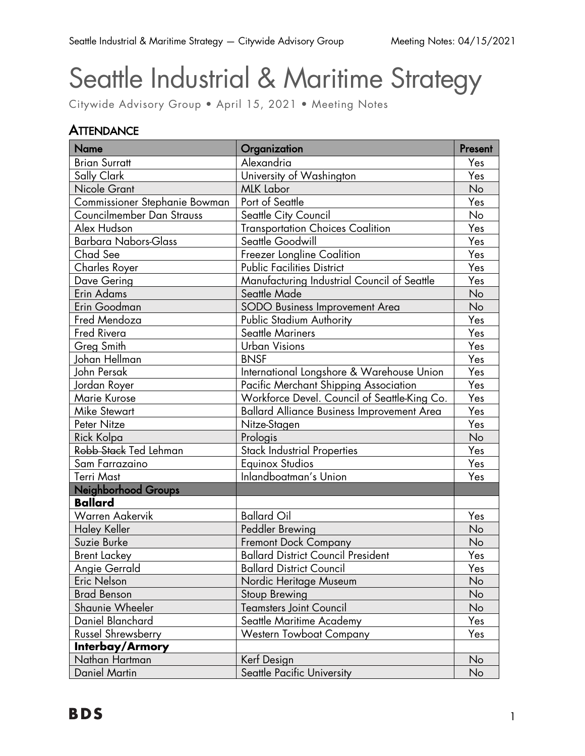# Seattle Industrial & Maritime Strategy

Citywide Advisory Group • April 15, 2021 • Meeting Notes

## Attendance

| Name | Organization | Present |
|---|---|---|
| Brian Surratt | Alexandria | Yes |
| Sally Clark | University of Washington | Yes |
| Nicole Grant | MLK Labor | No |
| Commissioner Stephanie Bowman | Port of Seattle | Yes |
| Councilmember Dan Strauss | Seattle City Council | No |
| Alex Hudson | Transportation Choices Coalition | Yes |
| Barbara Nabors-Glass | Seattle Goodwill | Yes |
| Chad See | Freezer Longline Coalition | Yes |
| Charles Royer | Public Facilities District | Yes |
| Dave Gering | Manufacturing Industrial Council of Seattle | Yes |
| Erin Adams | Seattle Made | No |
| Erin Goodman | SODO Business Improvement Area | No |
| Fred Mendoza | Public Stadium Authority | Yes |
| Fred Rivera | Seattle Mariners | Yes |
| Greg Smith | Urban Visions | Yes |
| Johan Hellman | BNSF | Yes |
| John Persak | International Longshore & Warehouse Union | Yes |
| Jordan Royer | Pacific Merchant Shipping Association | Yes |
| Marie Kurose | Workforce Devel. Council of Seattle-King Co. | Yes |
| Mike Stewart | Ballard Alliance Business Improvement Area | Yes |
| Peter Nitze | Nitze-Stagen | Yes |
| Rick Kolpa | Prologis | No |
| ~~Robb Stack~~ Ted Lehman | Stack Industrial Properties | Yes |
| Sam Farrazaino | Equinox Studios | Yes |
| Terri Mast | Inlandboatman's Union | Yes |
| **Neighborhood Groups** | | |
| **Ballard** | | |
| Warren Aakervik | Ballard Oil | Yes |
| Haley Keller | Peddler Brewing | No |
| Suzie Burke | Fremont Dock Company | No |
| Brent Lackey | Ballard District Council President | Yes |
| Angie Gerrald | Ballard District Council | Yes |
| Eric Nelson | Nordic Heritage Museum | No |
| Brad Benson | Stoup Brewing | No |
| Shaunie Wheeler | Teamsters Joint Council | No |
| Daniel Blanchard | Seattle Maritime Academy | Yes |
| Russel Shrewsberry | Western Towboat Company | Yes |
| **Interbay/Armory** | | |
| Nathan Hartman | Kerf Design | No |
| Daniel Martin | Seattle Pacific University | No |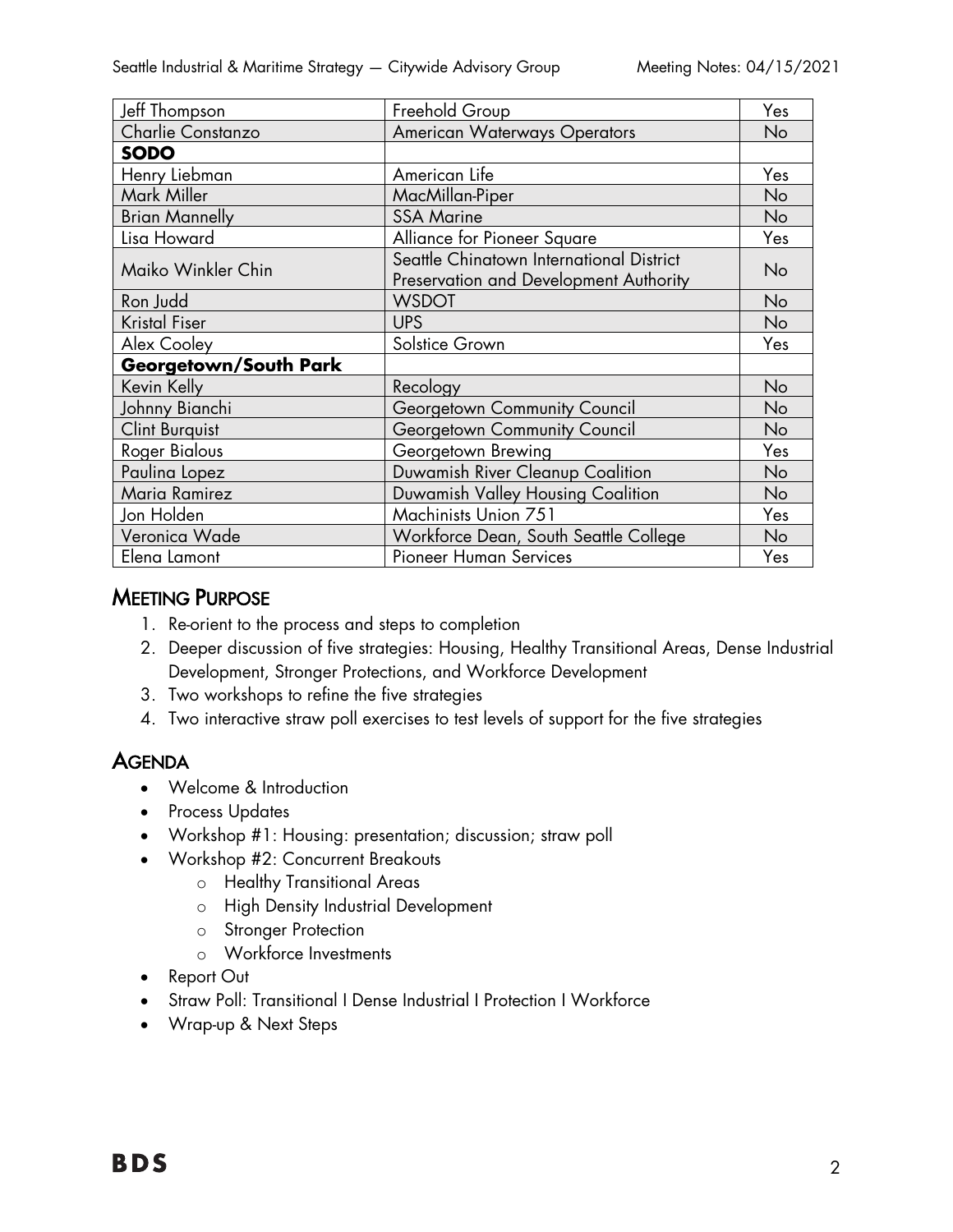| | | |
|---|---|---|
| Jeff Thompson | Freehold Group | Yes |
| Charlie Constanzo | American Waterways Operators | No |
| **SODO** | | |
| Henry Liebman | American Life | Yes |
| Mark Miller | MacMillan-Piper | No |
| Brian Mannelly | SSA Marine | No |
| Lisa Howard | Alliance for Pioneer Square | Yes |
| Maiko Winkler Chin | Seattle Chinatown International District Preservation and Development Authority | No |
| Ron Judd | WSDOT | No |
| Kristal Fiser | UPS | No |
| Alex Cooley | Solstice Grown | Yes |
| **Georgetown/South Park** | | |
| Kevin Kelly | Recology | No |
| Johnny Bianchi | Georgetown Community Council | No |
| Clint Burquist | Georgetown Community Council | No |
| Roger Bialous | Georgetown Brewing | Yes |
| Paulina Lopez | Duwamish River Cleanup Coalition | No |
| Maria Ramirez | Duwamish Valley Housing Coalition | No |
| Jon Holden | Machinists Union 751 | Yes |
| Veronica Wade | Workforce Dean, South Seattle College | No |
| Elena Lamont | Pioneer Human Services | Yes |

## Meeting Purpose

1. Re-orient to the process and steps to completion
2. Deeper discussion of five strategies: Housing, Healthy Transitional Areas, Dense Industrial Development, Stronger Protections, and Workforce Development
3. Two workshops to refine the five strategies
4. Two interactive straw poll exercises to test levels of support for the five strategies

## Agenda

- Welcome & Introduction
- Process Updates
- Workshop #1: Housing: presentation; discussion; straw poll
- Workshop #2: Concurrent Breakouts
  - Healthy Transitional Areas
  - High Density Industrial Development
  - Stronger Protection
  - Workforce Investments
- Report Out
- Straw Poll: Transitional I Dense Industrial I Protection I Workforce
- Wrap-up & Next Steps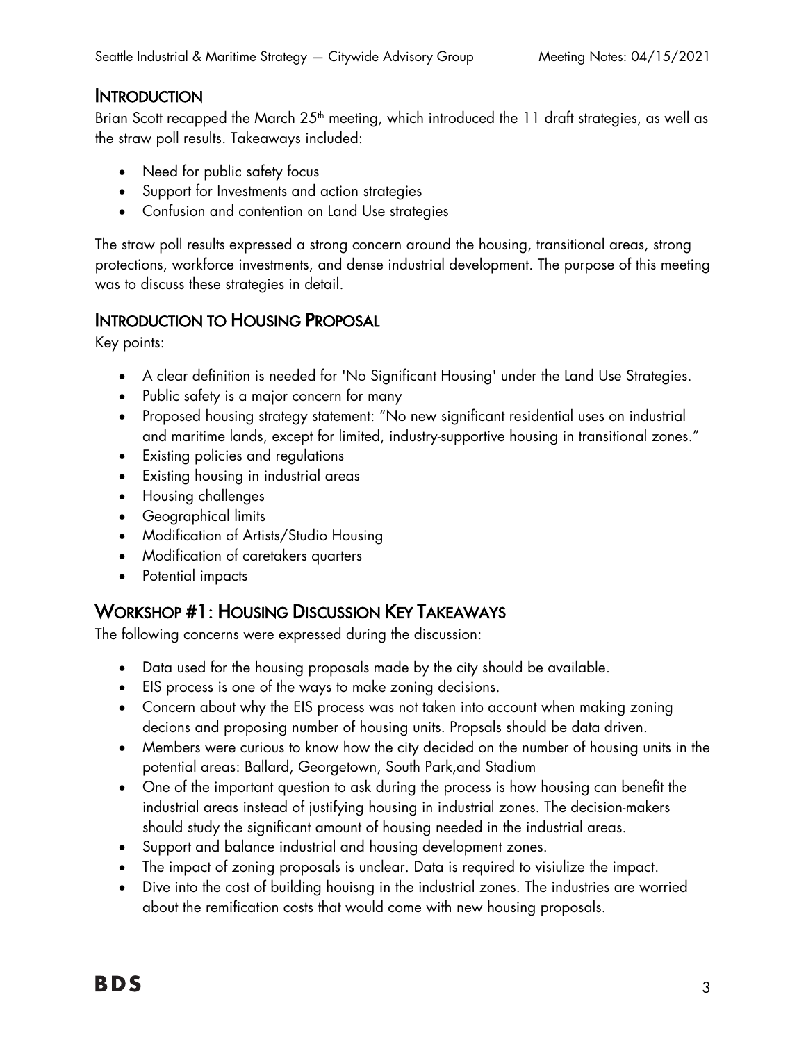## Introduction

Brian Scott recapped the March 25th meeting, which introduced the 11 draft strategies, as well as the straw poll results. Takeaways included:

- Need for public safety focus
- Support for Investments and action strategies
- Confusion and contention on Land Use strategies

The straw poll results expressed a strong concern around the housing, transitional areas, strong protections, workforce investments, and dense industrial development. The purpose of this meeting was to discuss these strategies in detail.

## Introduction to Housing Proposal

Key points:

- A clear definition is needed for 'No Significant Housing' under the Land Use Strategies.
- Public safety is a major concern for many
- Proposed housing strategy statement: "No new significant residential uses on industrial and maritime lands, except for limited, industry-supportive housing in transitional zones."
- Existing policies and regulations
- Existing housing in industrial areas
- Housing challenges
- Geographical limits
- Modification of Artists/Studio Housing
- Modification of caretakers quarters
- Potential impacts

## Workshop #1: Housing Discussion Key Takeaways

The following concerns were expressed during the discussion:

- Data used for the housing proposals made by the city should be available.
- EIS process is one of the ways to make zoning decisions.
- Concern about why the EIS process was not taken into account when making zoning decions and proposing number of housing units. Propsals should be data driven.
- Members were curious to know how the city decided on the number of housing units in the potential areas: Ballard, Georgetown, South Park,and Stadium
- One of the important question to ask during the process is how housing can benefit the industrial areas instead of justifying housing in industrial zones. The decision-makers should study the significant amount of housing needed in the industrial areas.
- Support and balance industrial and housing development zones.
- The impact of zoning proposals is unclear. Data is required to visiulize the impact.
- Dive into the cost of building houisng in the industrial zones. The industries are worried about the remification costs that would come with new housing proposals.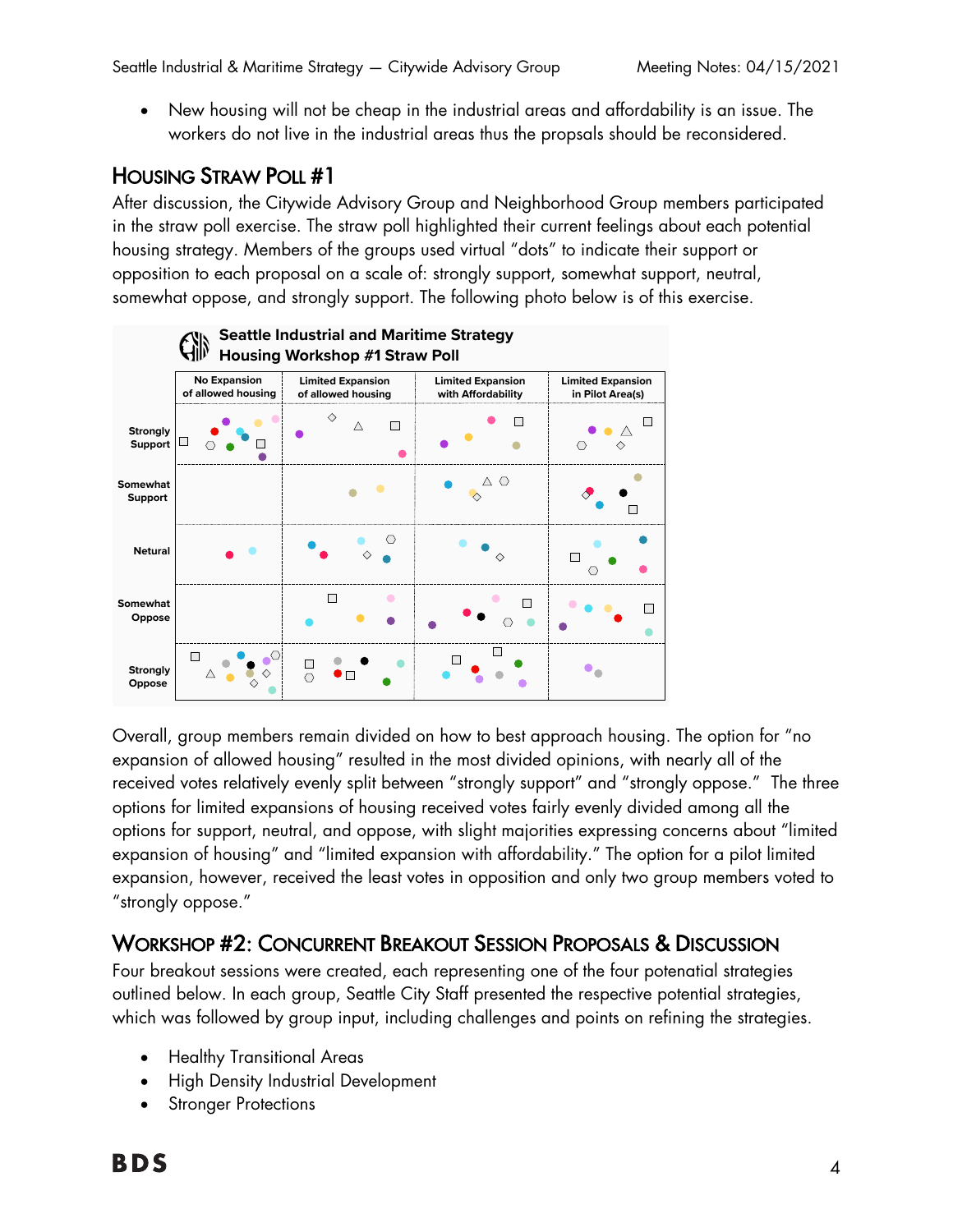- New housing will not be cheap in the industrial areas and affordability is an issue. The workers do not live in the industrial areas thus the propsals should be reconsidered.

## Housing Straw Poll #1

After discussion, the Citywide Advisory Group and Neighborhood Group members participated in the straw poll exercise. The straw poll highlighted their current feelings about each potential housing strategy. Members of the groups used virtual "dots" to indicate their support or opposition to each proposal on a scale of: strongly support, somewhat support, neutral, somewhat oppose, and strongly support. The following photo below is of this exercise.

**Seattle Industrial and Maritime Strategy**
**Housing Workshop #1 Straw Poll**

| | No Expansion of allowed housing | Limited Expansion of allowed housing | Limited Expansion with Affordability | Limited Expansion in Pilot Area(s) |
|---|---|---|---|---|
| Strongly Support | | | | |
| Somewhat Support | | | | |
| Netural | | | | |
| Somewhat Oppose | | | | |
| Strongly Oppose | | | | |

Overall, group members remain divided on how to best approach housing. The option for "no expansion of allowed housing" resulted in the most divided opinions, with nearly all of the received votes relatively evenly split between "strongly support" and "strongly oppose." The three options for limited expansions of housing received votes fairly evenly divided among all the options for support, neutral, and oppose, with slight majorities expressing concerns about "limited expansion of housing" and "limited expansion with affordability." The option for a pilot limited expansion, however, received the least votes in opposition and only two group members voted to "strongly oppose."

## Workshop #2: Concurrent Breakout Session Proposals & Discussion

Four breakout sessions were created, each representing one of the four potenatial strategies outlined below. In each group, Seattle City Staff presented the respective potential strategies, which was followed by group input, including challenges and points on refining the strategies.

- Healthy Transitional Areas
- High Density Industrial Development
- Stronger Protections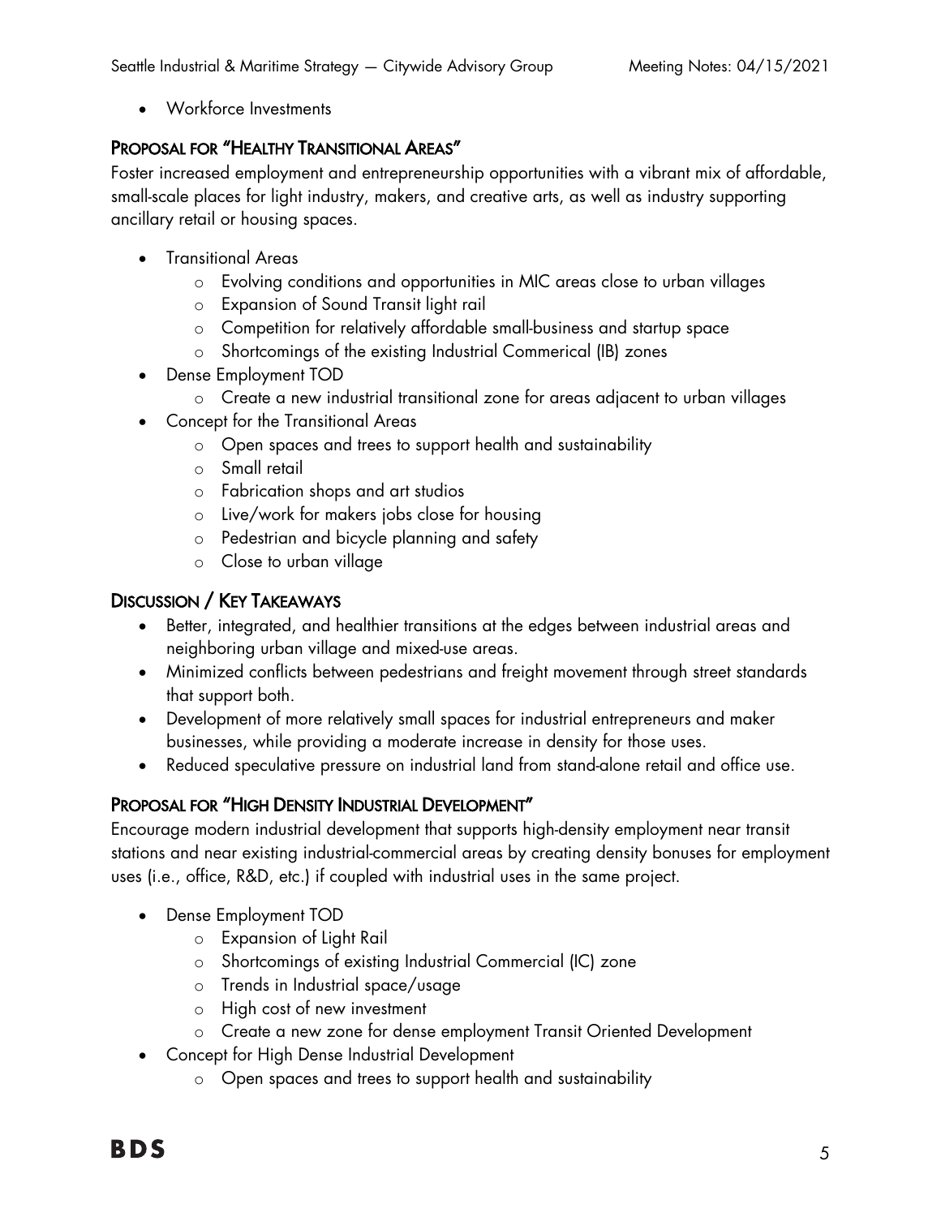- Workforce Investments

## Proposal for "Healthy Transitional Areas"

Foster increased employment and entrepreneurship opportunities with a vibrant mix of affordable, small-scale places for light industry, makers, and creative arts, as well as industry supporting ancillary retail or housing spaces.

- Transitional Areas
  - Evolving conditions and opportunities in MIC areas close to urban villages
  - Expansion of Sound Transit light rail
  - Competition for relatively affordable small-business and startup space
  - Shortcomings of the existing Industrial Commerical (IB) zones
- Dense Employment TOD
  - Create a new industrial transitional zone for areas adjacent to urban villages
- Concept for the Transitional Areas
  - Open spaces and trees to support health and sustainability
  - Small retail
  - Fabrication shops and art studios
  - Live/work for makers jobs close for housing
  - Pedestrian and bicycle planning and safety
  - Close to urban village

## Discussion / Key Takeaways

- Better, integrated, and healthier transitions at the edges between industrial areas and neighboring urban village and mixed-use areas.
- Minimized conflicts between pedestrians and freight movement through street standards that support both.
- Development of more relatively small spaces for industrial entrepreneurs and maker businesses, while providing a moderate increase in density for those uses.
- Reduced speculative pressure on industrial land from stand-alone retail and office use.

## Proposal for "High Density Industrial Development"

Encourage modern industrial development that supports high-density employment near transit stations and near existing industrial-commercial areas by creating density bonuses for employment uses (i.e., office, R&D, etc.) if coupled with industrial uses in the same project.

- Dense Employment TOD
  - Expansion of Light Rail
  - Shortcomings of existing Industrial Commercial (IC) zone
  - Trends in Industrial space/usage
  - High cost of new investment
  - Create a new zone for dense employment Transit Oriented Development
- Concept for High Dense Industrial Development
  - Open spaces and trees to support health and sustainability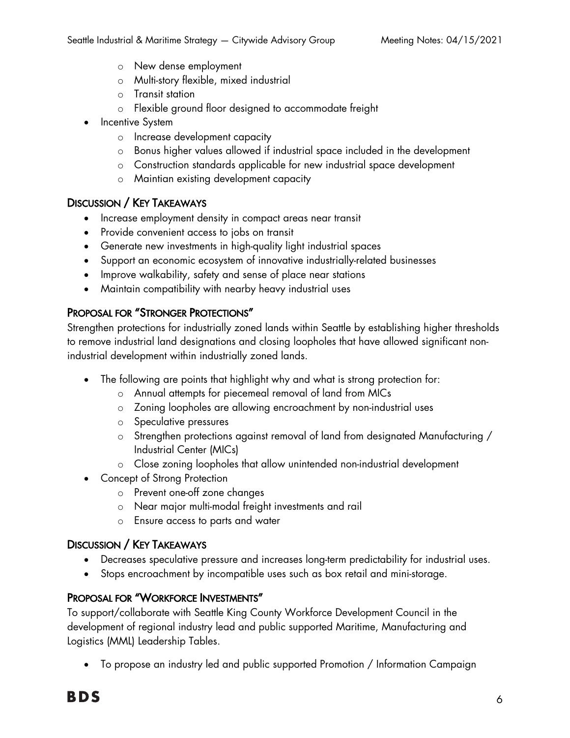- New dense employment
  - Multi-story flexible, mixed industrial
  - Transit station
  - Flexible ground floor designed to accommodate freight
- Incentive System
  - Increase development capacity
  - Bonus higher values allowed if industrial space included in the development
  - Construction standards applicable for new industrial space development
  - Maintian existing development capacity

## Discussion / Key Takeaways

- Increase employment density in compact areas near transit
- Provide convenient access to jobs on transit
- Generate new investments in high-quality light industrial spaces
- Support an economic ecosystem of innovative industrially-related businesses
- Improve walkability, safety and sense of place near stations
- Maintain compatibility with nearby heavy industrial uses

## Proposal for "Stronger Protections"

Strengthen protections for industrially zoned lands within Seattle by establishing higher thresholds to remove industrial land designations and closing loopholes that have allowed significant non-industrial development within industrially zoned lands.

- The following are points that highlight why and what is strong protection for:
  - Annual attempts for piecemeal removal of land from MICs
  - Zoning loopholes are allowing encroachment by non-industrial uses
  - Speculative pressures
  - Strengthen protections against removal of land from designated Manufacturing / Industrial Center (MICs)
  - Close zoning loopholes that allow unintended non-industrial development
- Concept of Strong Protection
  - Prevent one-off zone changes
  - Near major multi-modal freight investments and rail
  - Ensure access to parts and water

## Discussion / Key Takeaways

- Decreases speculative pressure and increases long-term predictability for industrial uses.
- Stops encroachment by incompatible uses such as box retail and mini-storage.

## Proposal for "Workforce Investments"

To support/collaborate with Seattle King County Workforce Development Council in the development of regional industry lead and public supported Maritime, Manufacturing and Logistics (MML) Leadership Tables.

- To propose an industry led and public supported Promotion / Information Campaign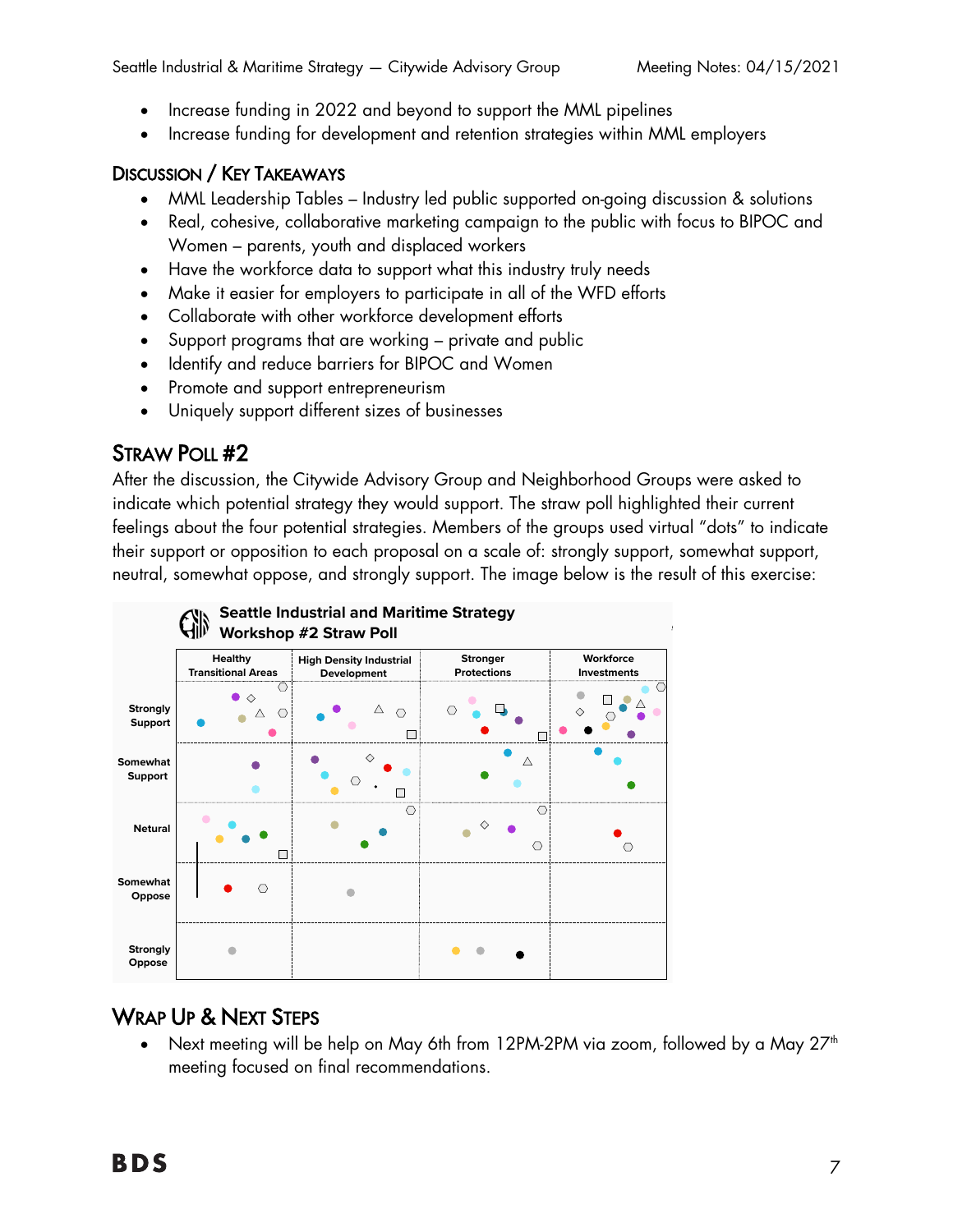- Increase funding in 2022 and beyond to support the MML pipelines
- Increase funding for development and retention strategies within MML employers

## Discussion / Key Takeaways

- MML Leadership Tables – Industry led public supported on-going discussion & solutions
- Real, cohesive, collaborative marketing campaign to the public with focus to BIPOC and Women – parents, youth and displaced workers
- Have the workforce data to support what this industry truly needs
- Make it easier for employers to participate in all of the WFD efforts
- Collaborate with other workforce development efforts
- Support programs that are working – private and public
- Identify and reduce barriers for BIPOC and Women
- Promote and support entrepreneurism
- Uniquely support different sizes of businesses

## Straw Poll #2

After the discussion, the Citywide Advisory Group and Neighborhood Groups were asked to indicate which potential strategy they would support. The straw poll highlighted their current feelings about the four potential strategies. Members of the groups used virtual "dots" to indicate their support or opposition to each proposal on a scale of: strongly support, somewhat support, neutral, somewhat oppose, and strongly support. The image below is the result of this exercise:

Seattle Industrial and Maritime Strategy
Workshop #2 Straw Poll

Healthy Transitional Areas
High Density Industrial Development
Stronger Protections
Workforce Investments

Strongly Support
Somewhat Support
Netural
Somewhat Oppose
Strongly Oppose

## Wrap Up & Next Steps

- Next meeting will be help on May 6th from 12PM-2PM via zoom, followed by a May 27th meeting focused on final recommendations.